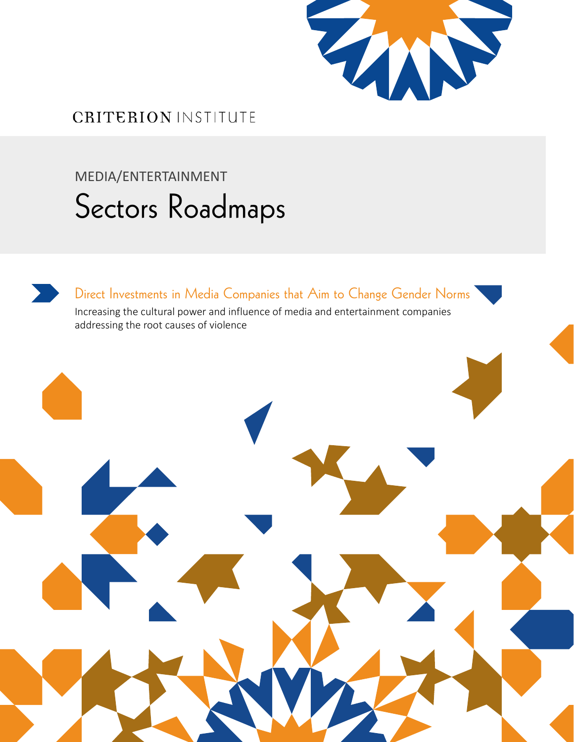CRITERION INSTITUTE

MEDIA/ENTERTAINMENT

# Sectors Roadmaps

## Direct Investments in Media Companies that Aim to Change Gender Norms

Increasing the cultural power and influence of media and entertainment companies addressing the root causes of violence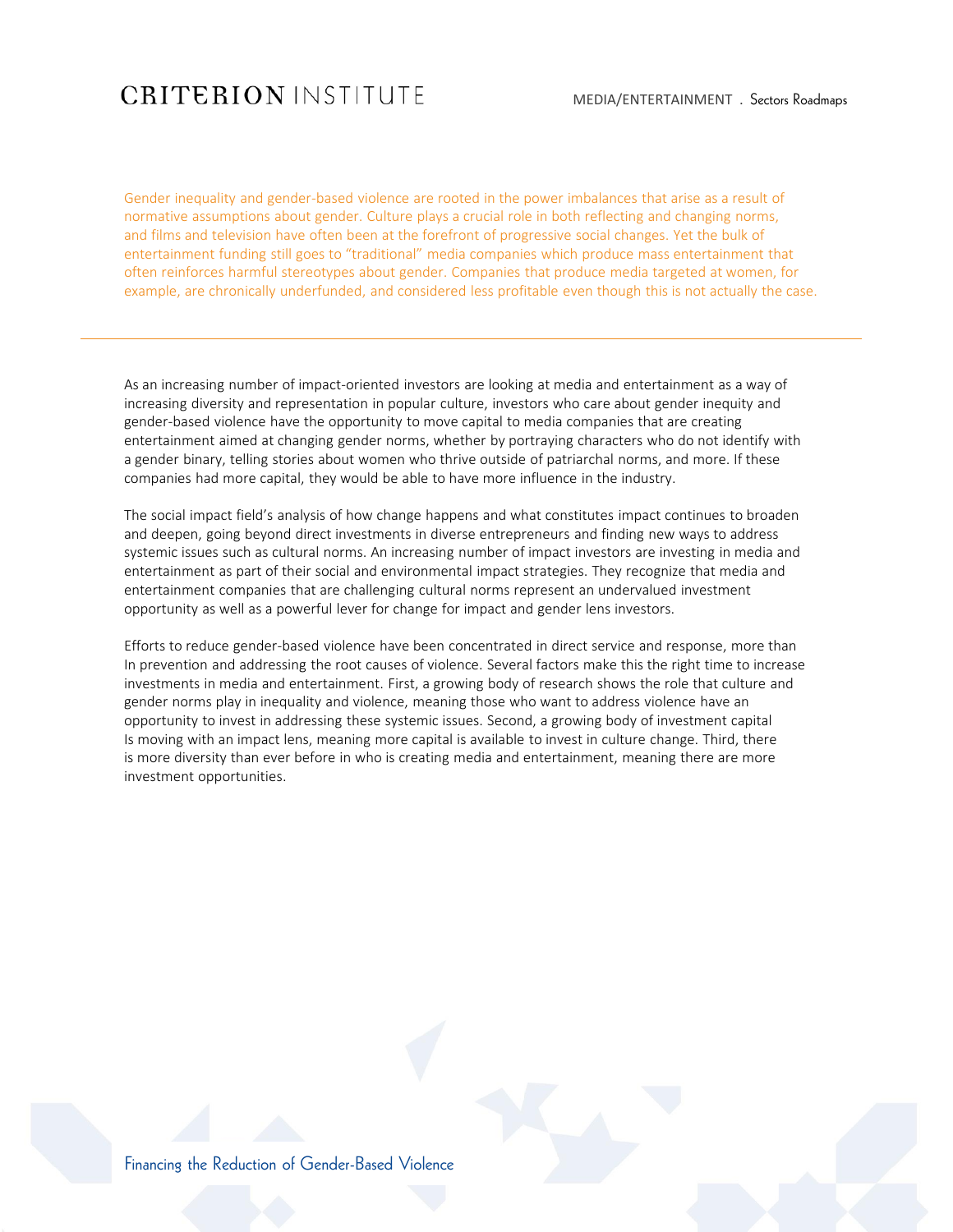Gender inequality and gender-based violence are rooted in the power imbalances that arise as a result of normative assumptions about gender. Culture plays a crucial role in both reflecting and changing norms, and films and television have often been at the forefront of progressive social changes. Yet the bulk of entertainment funding still goes to "traditional" media companies which produce mass entertainment that often reinforces harmful stereotypes about gender. Companies that produce media targeted at women, for example, are chronically underfunded, and considered less profitable even though this is not actually the case.

---

As an increasing number of impact-oriented investors are looking at media and entertainment as a way of increasing diversity and representation in popular culture, investors who care about gender inequity and gender-based violence have the opportunity to move capital to media companies that are creating entertainment aimed at changing gender norms, whether by portraying characters who do not identify with a gender binary, telling stories about women who thrive outside of patriarchal norms, and more. If these companies had more capital, they would be able to have more influence in the industry.

The social impact field's analysis of how change happens and what constitutes impact continues to broaden and deepen, going beyond direct investments in diverse entrepreneurs and finding new ways to address systemic issues such as cultural norms. An increasing number of impact investors are investing in media and entertainment as part of their social and environmental impact strategies. They recognize that media and entertainment companies that are challenging cultural norms represent an undervalued investment opportunity as well as a powerful lever for change for impact and gender lens investors.

Efforts to reduce gender-based violence have been concentrated in direct service and response, more than In prevention and addressing the root causes of violence. Several factors make this the right time to increase investments in media and entertainment. First, a growing body of research shows the role that culture and gender norms play in inequality and violence, meaning those who want to address violence have an opportunity to invest in addressing these systemic issues. Second, a growing body of investment capital Is moving with an impact lens, meaning more capital is available to invest in culture change. Third, there is more diversity than ever before in who is creating media and entertainment, meaning there are more investment opportunities.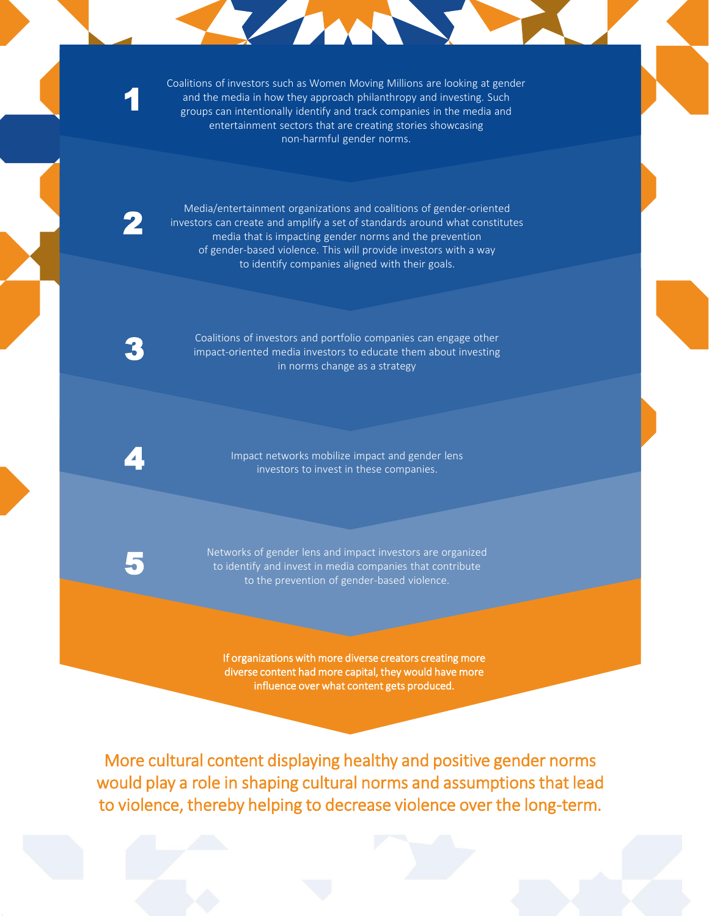1. Coalitions of investors such as Women Moving Millions are looking at gender and the media in how they approach philanthropy and investing. Such groups can intentionally identify and track companies in the media and entertainment sectors that are creating stories showcasing non-harmful gender norms.

2. Media/entertainment organizations and coalitions of gender-oriented investors can create and amplify a set of standards around what constitutes media that is impacting gender norms and the prevention of gender-based violence. This will provide investors with a way to identify companies aligned with their goals.

3. Coalitions of investors and portfolio companies can engage other impact-oriented media investors to educate them about investing in norms change as a strategy

4. Impact networks mobilize impact and gender lens investors to invest in these companies.

5. Networks of gender lens and impact investors are organized to identify and invest in media companies that contribute to the prevention of gender-based violence.

If organizations with more diverse creators creating more diverse content had more capital, they would have more influence over what content gets produced.

More cultural content displaying healthy and positive gender norms would play a role in shaping cultural norms and assumptions that lead to violence, thereby helping to decrease violence over the long-term.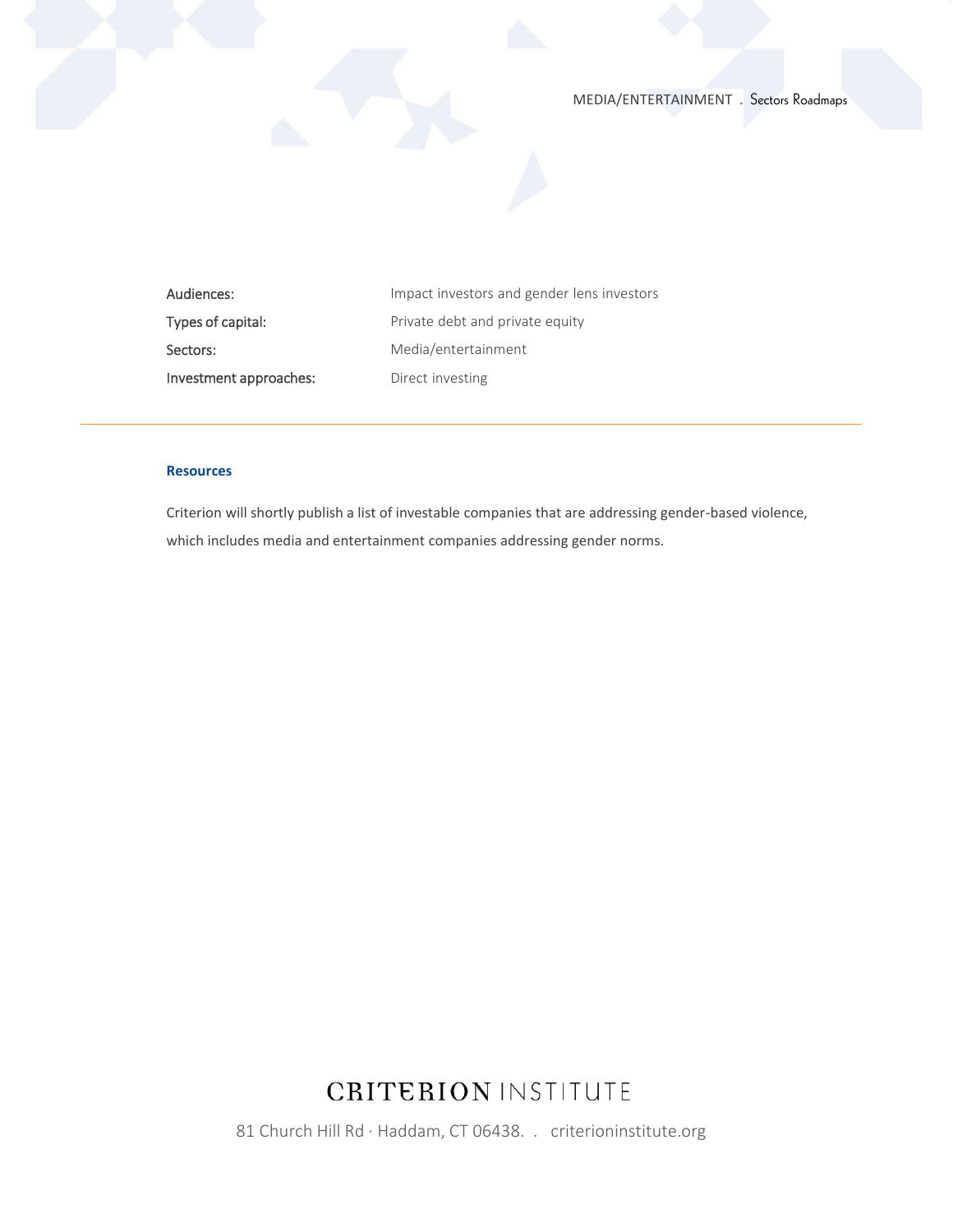| | |
|---|---|
| Audiences: | Impact investors and gender lens investors |
| Types of capital: | Private debt and private equity |
| Sectors: | Media/entertainment |
| Investment approaches: | Direct investing |

---

**Resources**

Criterion will shortly publish a list of investable companies that are addressing gender-based violence, which includes media and entertainment companies addressing gender norms.

CRITERION INSTITUTE

81 Church Hill Rd · Haddam, CT 06438. . criterioninstitute.org